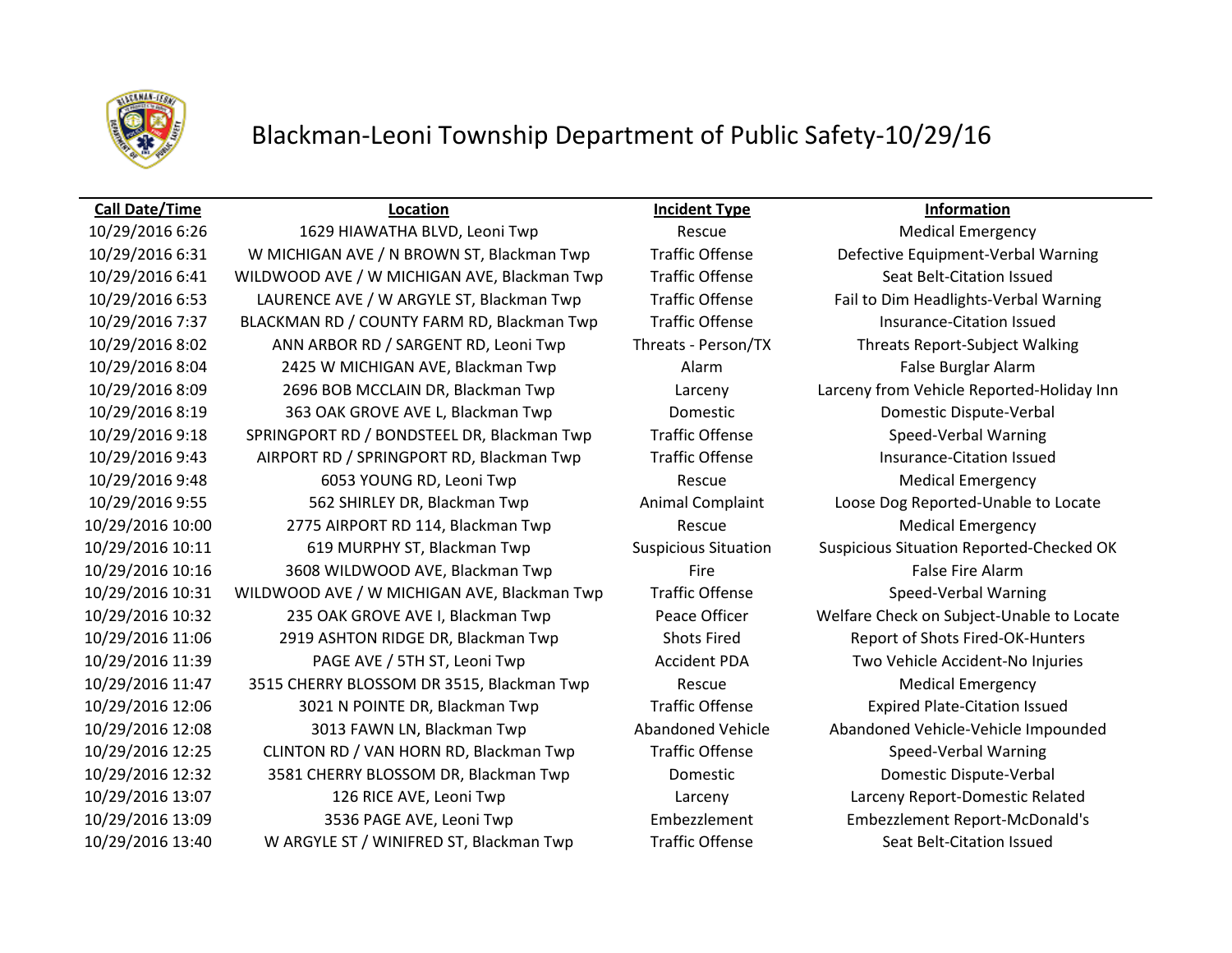# Blackman-Leoni Township Department of Public Safety-10/29/16

| Call Date/Time | Location | Incident Type | Information |
|---|---|---|---|
| 10/29/2016 6:26 | 1629 HIAWATHA BLVD, Leoni Twp | Rescue | Medical Emergency |
| 10/29/2016 6:31 | W MICHIGAN AVE / N BROWN ST, Blackman Twp | Traffic Offense | Defective Equipment-Verbal Warning |
| 10/29/2016 6:41 | WILDWOOD AVE / W MICHIGAN AVE, Blackman Twp | Traffic Offense | Seat Belt-Citation Issued |
| 10/29/2016 6:53 | LAURENCE AVE / W ARGYLE ST, Blackman Twp | Traffic Offense | Fail to Dim Headlights-Verbal Warning |
| 10/29/2016 7:37 | BLACKMAN RD / COUNTY FARM RD, Blackman Twp | Traffic Offense | Insurance-Citation Issued |
| 10/29/2016 8:02 | ANN ARBOR RD / SARGENT RD, Leoni Twp | Threats - Person/TX | Threats Report-Subject Walking |
| 10/29/2016 8:04 | 2425 W MICHIGAN AVE, Blackman Twp | Alarm | False Burglar Alarm |
| 10/29/2016 8:09 | 2696 BOB MCCLAIN DR, Blackman Twp | Larceny | Larceny from Vehicle Reported-Holiday Inn |
| 10/29/2016 8:19 | 363 OAK GROVE AVE L, Blackman Twp | Domestic | Domestic Dispute-Verbal |
| 10/29/2016 9:18 | SPRINGPORT RD / BONDSTEEL DR, Blackman Twp | Traffic Offense | Speed-Verbal Warning |
| 10/29/2016 9:43 | AIRPORT RD / SPRINGPORT RD, Blackman Twp | Traffic Offense | Insurance-Citation Issued |
| 10/29/2016 9:48 | 6053 YOUNG RD, Leoni Twp | Rescue | Medical Emergency |
| 10/29/2016 9:55 | 562 SHIRLEY DR, Blackman Twp | Animal Complaint | Loose Dog Reported-Unable to Locate |
| 10/29/2016 10:00 | 2775 AIRPORT RD 114, Blackman Twp | Rescue | Medical Emergency |
| 10/29/2016 10:11 | 619 MURPHY ST, Blackman Twp | Suspicious Situation | Suspicious Situation Reported-Checked OK |
| 10/29/2016 10:16 | 3608 WILDWOOD AVE, Blackman Twp | Fire | False Fire Alarm |
| 10/29/2016 10:31 | WILDWOOD AVE / W MICHIGAN AVE, Blackman Twp | Traffic Offense | Speed-Verbal Warning |
| 10/29/2016 10:32 | 235 OAK GROVE AVE I, Blackman Twp | Peace Officer | Welfare Check on Subject-Unable to Locate |
| 10/29/2016 11:06 | 2919 ASHTON RIDGE DR, Blackman Twp | Shots Fired | Report of Shots Fired-OK-Hunters |
| 10/29/2016 11:39 | PAGE AVE / 5TH ST, Leoni Twp | Accident PDA | Two Vehicle Accident-No Injuries |
| 10/29/2016 11:47 | 3515 CHERRY BLOSSOM DR 3515, Blackman Twp | Rescue | Medical Emergency |
| 10/29/2016 12:06 | 3021 N POINTE DR, Blackman Twp | Traffic Offense | Expired Plate-Citation Issued |
| 10/29/2016 12:08 | 3013 FAWN LN, Blackman Twp | Abandoned Vehicle | Abandoned Vehicle-Vehicle Impounded |
| 10/29/2016 12:25 | CLINTON RD / VAN HORN RD, Blackman Twp | Traffic Offense | Speed-Verbal Warning |
| 10/29/2016 12:32 | 3581 CHERRY BLOSSOM DR, Blackman Twp | Domestic | Domestic Dispute-Verbal |
| 10/29/2016 13:07 | 126 RICE AVE, Leoni Twp | Larceny | Larceny Report-Domestic Related |
| 10/29/2016 13:09 | 3536 PAGE AVE, Leoni Twp | Embezzlement | Embezzlement Report-McDonald's |
| 10/29/2016 13:40 | W ARGYLE ST / WINIFRED ST, Blackman Twp | Traffic Offense | Seat Belt-Citation Issued |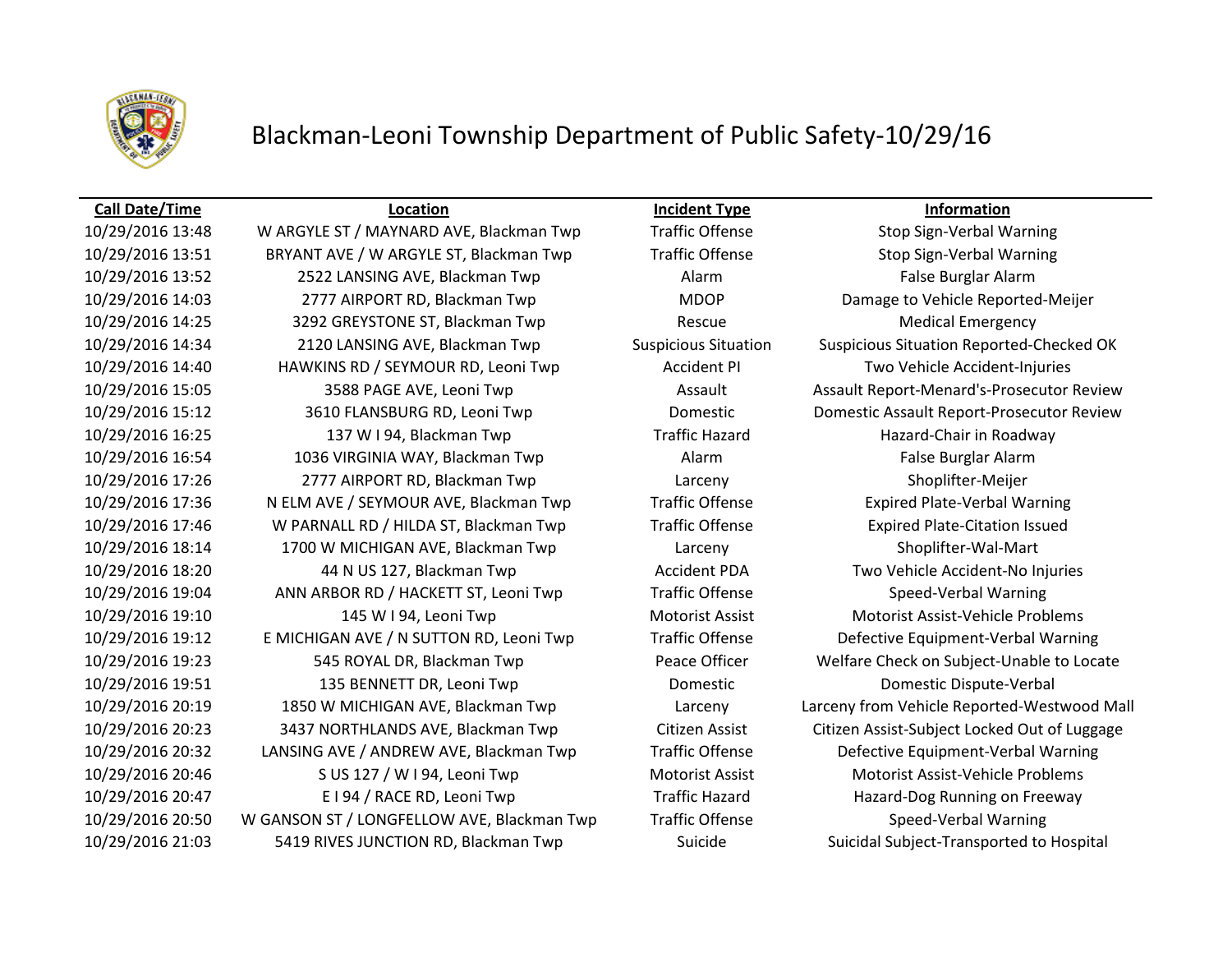# Blackman-Leoni Township Department of Public Safety-10/29/16

| Call Date/Time | Location | Incident Type | Information |
|---|---|---|---|
| 10/29/2016 13:48 | W ARGYLE ST / MAYNARD AVE, Blackman Twp | Traffic Offense | Stop Sign-Verbal Warning |
| 10/29/2016 13:51 | BRYANT AVE / W ARGYLE ST, Blackman Twp | Traffic Offense | Stop Sign-Verbal Warning |
| 10/29/2016 13:52 | 2522 LANSING AVE, Blackman Twp | Alarm | False Burglar Alarm |
| 10/29/2016 14:03 | 2777 AIRPORT RD, Blackman Twp | MDOP | Damage to Vehicle Reported-Meijer |
| 10/29/2016 14:25 | 3292 GREYSTONE ST, Blackman Twp | Rescue | Medical Emergency |
| 10/29/2016 14:34 | 2120 LANSING AVE, Blackman Twp | Suspicious Situation | Suspicious Situation Reported-Checked OK |
| 10/29/2016 14:40 | HAWKINS RD / SEYMOUR RD, Leoni Twp | Accident PI | Two Vehicle Accident-Injuries |
| 10/29/2016 15:05 | 3588 PAGE AVE, Leoni Twp | Assault | Assault Report-Menard's-Prosecutor Review |
| 10/29/2016 15:12 | 3610 FLANSBURG RD, Leoni Twp | Domestic | Domestic Assault Report-Prosecutor Review |
| 10/29/2016 16:25 | 137 W I 94, Blackman Twp | Traffic Hazard | Hazard-Chair in Roadway |
| 10/29/2016 16:54 | 1036 VIRGINIA WAY, Blackman Twp | Alarm | False Burglar Alarm |
| 10/29/2016 17:26 | 2777 AIRPORT RD, Blackman Twp | Larceny | Shoplifter-Meijer |
| 10/29/2016 17:36 | N ELM AVE / SEYMOUR AVE, Blackman Twp | Traffic Offense | Expired Plate-Verbal Warning |
| 10/29/2016 17:46 | W PARNALL RD / HILDA ST, Blackman Twp | Traffic Offense | Expired Plate-Citation Issued |
| 10/29/2016 18:14 | 1700 W MICHIGAN AVE, Blackman Twp | Larceny | Shoplifter-Wal-Mart |
| 10/29/2016 18:20 | 44 N US 127, Blackman Twp | Accident PDA | Two Vehicle Accident-No Injuries |
| 10/29/2016 19:04 | ANN ARBOR RD / HACKETT ST, Leoni Twp | Traffic Offense | Speed-Verbal Warning |
| 10/29/2016 19:10 | 145 W I 94, Leoni Twp | Motorist Assist | Motorist Assist-Vehicle Problems |
| 10/29/2016 19:12 | E MICHIGAN AVE / N SUTTON RD, Leoni Twp | Traffic Offense | Defective Equipment-Verbal Warning |
| 10/29/2016 19:23 | 545 ROYAL DR, Blackman Twp | Peace Officer | Welfare Check on Subject-Unable to Locate |
| 10/29/2016 19:51 | 135 BENNETT DR, Leoni Twp | Domestic | Domestic Dispute-Verbal |
| 10/29/2016 20:19 | 1850 W MICHIGAN AVE, Blackman Twp | Larceny | Larceny from Vehicle Reported-Westwood Mall |
| 10/29/2016 20:23 | 3437 NORTHLANDS AVE, Blackman Twp | Citizen Assist | Citizen Assist-Subject Locked Out of Luggage |
| 10/29/2016 20:32 | LANSING AVE / ANDREW AVE, Blackman Twp | Traffic Offense | Defective Equipment-Verbal Warning |
| 10/29/2016 20:46 | S US 127 / W I 94, Leoni Twp | Motorist Assist | Motorist Assist-Vehicle Problems |
| 10/29/2016 20:47 | E I 94 / RACE RD, Leoni Twp | Traffic Hazard | Hazard-Dog Running on Freeway |
| 10/29/2016 20:50 | W GANSON ST / LONGFELLOW AVE, Blackman Twp | Traffic Offense | Speed-Verbal Warning |
| 10/29/2016 21:03 | 5419 RIVES JUNCTION RD, Blackman Twp | Suicide | Suicidal Subject-Transported to Hospital |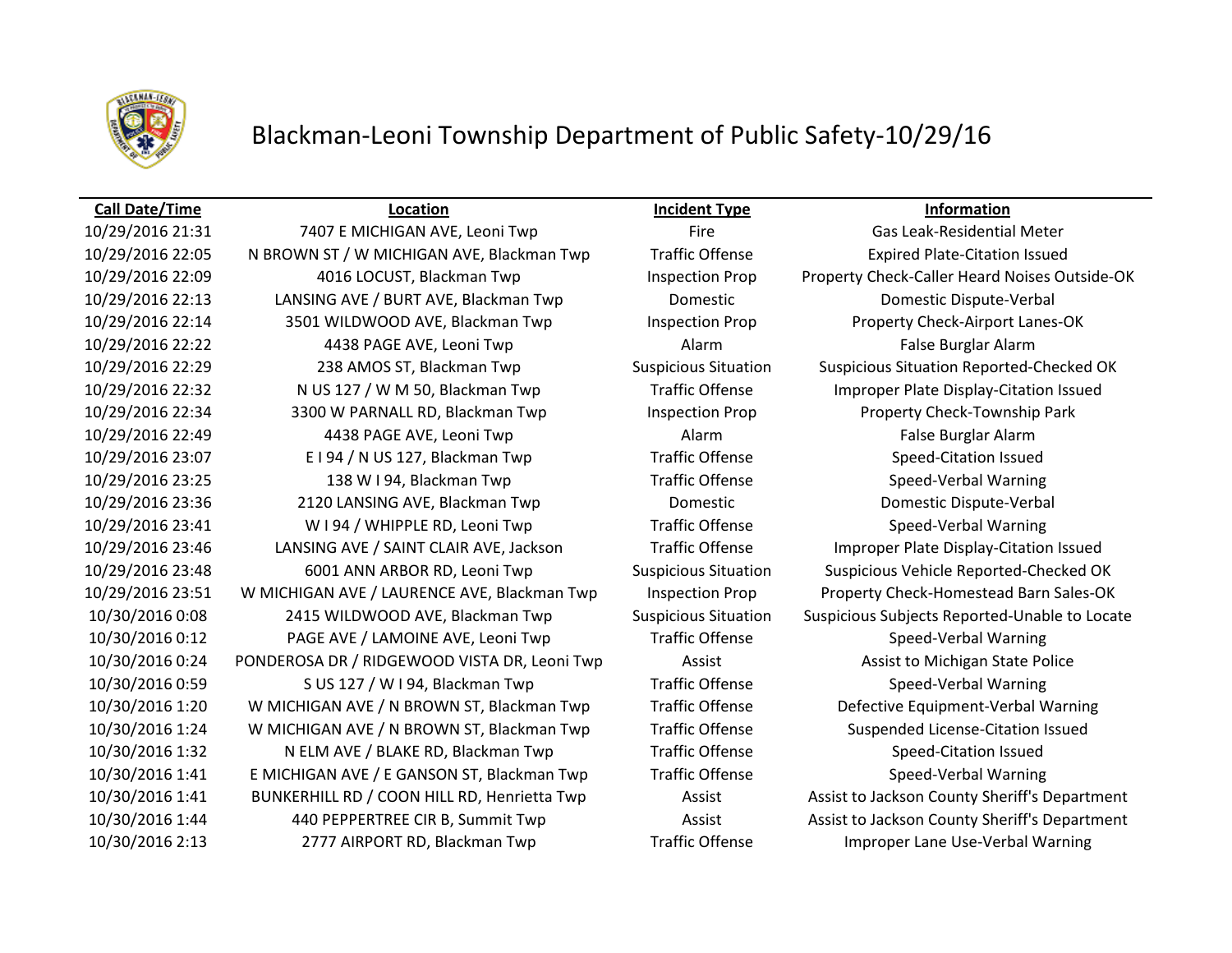# Blackman-Leoni Township Department of Public Safety-10/29/16

| Call Date/Time | Location | Incident Type | Information |
|---|---|---|---|
| 10/29/2016 21:31 | 7407 E MICHIGAN AVE, Leoni Twp | Fire | Gas Leak-Residential Meter |
| 10/29/2016 22:05 | N BROWN ST / W MICHIGAN AVE, Blackman Twp | Traffic Offense | Expired Plate-Citation Issued |
| 10/29/2016 22:09 | 4016 LOCUST, Blackman Twp | Inspection Prop | Property Check-Caller Heard Noises Outside-OK |
| 10/29/2016 22:13 | LANSING AVE / BURT AVE, Blackman Twp | Domestic | Domestic Dispute-Verbal |
| 10/29/2016 22:14 | 3501 WILDWOOD AVE, Blackman Twp | Inspection Prop | Property Check-Airport Lanes-OK |
| 10/29/2016 22:22 | 4438 PAGE AVE, Leoni Twp | Alarm | False Burglar Alarm |
| 10/29/2016 22:29 | 238 AMOS ST, Blackman Twp | Suspicious Situation | Suspicious Situation Reported-Checked OK |
| 10/29/2016 22:32 | N US 127 / W M 50, Blackman Twp | Traffic Offense | Improper Plate Display-Citation Issued |
| 10/29/2016 22:34 | 3300 W PARNALL RD, Blackman Twp | Inspection Prop | Property Check-Township Park |
| 10/29/2016 22:49 | 4438 PAGE AVE, Leoni Twp | Alarm | False Burglar Alarm |
| 10/29/2016 23:07 | E I 94 / N US 127, Blackman Twp | Traffic Offense | Speed-Citation Issued |
| 10/29/2016 23:25 | 138 W I 94, Blackman Twp | Traffic Offense | Speed-Verbal Warning |
| 10/29/2016 23:36 | 2120 LANSING AVE, Blackman Twp | Domestic | Domestic Dispute-Verbal |
| 10/29/2016 23:41 | W I 94 / WHIPPLE RD, Leoni Twp | Traffic Offense | Speed-Verbal Warning |
| 10/29/2016 23:46 | LANSING AVE / SAINT CLAIR AVE, Jackson | Traffic Offense | Improper Plate Display-Citation Issued |
| 10/29/2016 23:48 | 6001 ANN ARBOR RD, Leoni Twp | Suspicious Situation | Suspicious Vehicle Reported-Checked OK |
| 10/29/2016 23:51 | W MICHIGAN AVE / LAURENCE AVE, Blackman Twp | Inspection Prop | Property Check-Homestead Barn Sales-OK |
| 10/30/2016 0:08 | 2415 WILDWOOD AVE, Blackman Twp | Suspicious Situation | Suspicious Subjects Reported-Unable to Locate |
| 10/30/2016 0:12 | PAGE AVE / LAMOINE AVE, Leoni Twp | Traffic Offense | Speed-Verbal Warning |
| 10/30/2016 0:24 | PONDEROSA DR / RIDGEWOOD VISTA DR, Leoni Twp | Assist | Assist to Michigan State Police |
| 10/30/2016 0:59 | S US 127 / W I 94, Blackman Twp | Traffic Offense | Speed-Verbal Warning |
| 10/30/2016 1:20 | W MICHIGAN AVE / N BROWN ST, Blackman Twp | Traffic Offense | Defective Equipment-Verbal Warning |
| 10/30/2016 1:24 | W MICHIGAN AVE / N BROWN ST, Blackman Twp | Traffic Offense | Suspended License-Citation Issued |
| 10/30/2016 1:32 | N ELM AVE / BLAKE RD, Blackman Twp | Traffic Offense | Speed-Citation Issued |
| 10/30/2016 1:41 | E MICHIGAN AVE / E GANSON ST, Blackman Twp | Traffic Offense | Speed-Verbal Warning |
| 10/30/2016 1:41 | BUNKERHILL RD / COON HILL RD, Henrietta Twp | Assist | Assist to Jackson County Sheriff's Department |
| 10/30/2016 1:44 | 440 PEPPERTREE CIR B, Summit Twp | Assist | Assist to Jackson County Sheriff's Department |
| 10/30/2016 2:13 | 2777 AIRPORT RD, Blackman Twp | Traffic Offense | Improper Lane Use-Verbal Warning |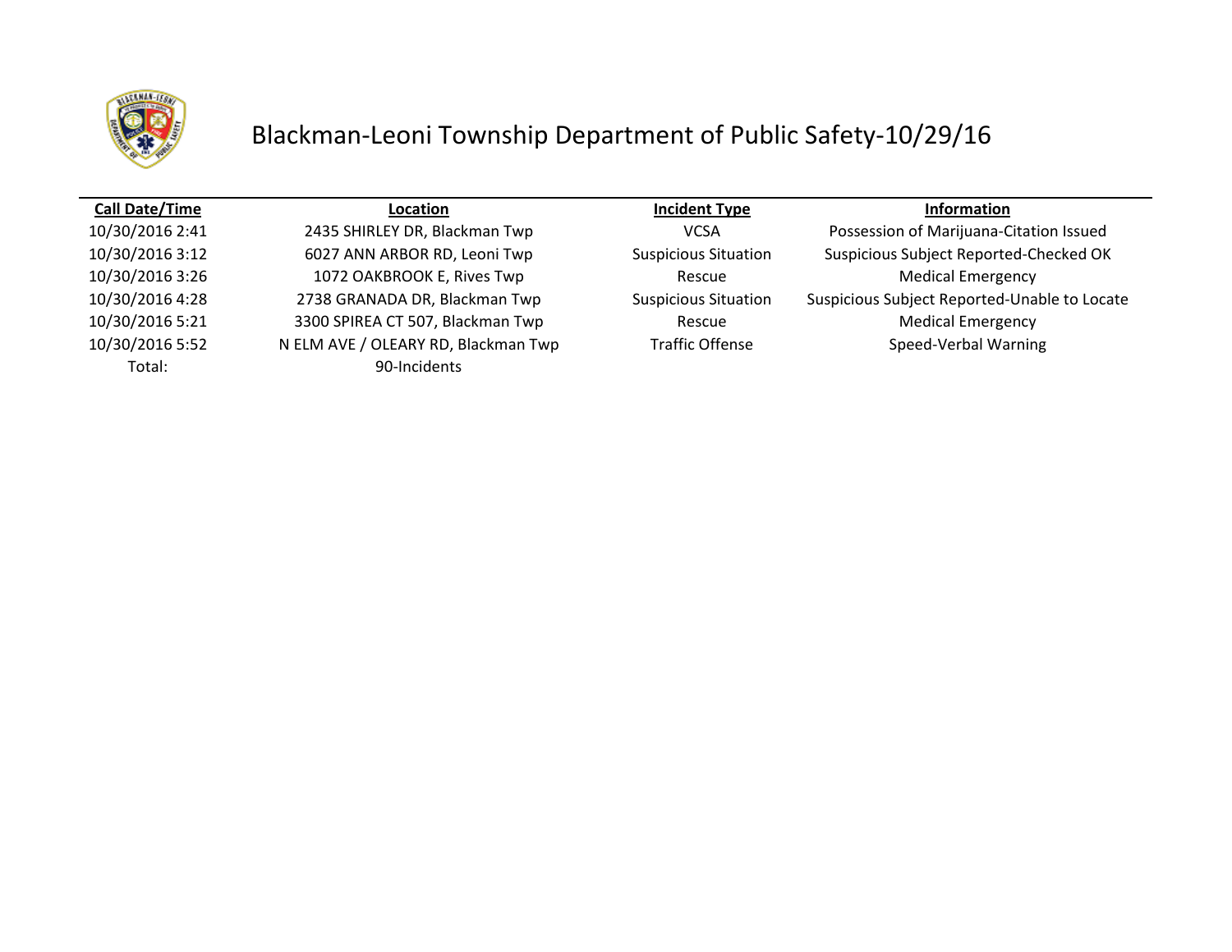# Blackman-Leoni Township Department of Public Safety-10/29/16

| Call Date/Time | Location | Incident Type | Information |
|---|---|---|---|
| 10/30/2016 2:41 | 2435 SHIRLEY DR, Blackman Twp | VCSA | Possession of Marijuana-Citation Issued |
| 10/30/2016 3:12 | 6027 ANN ARBOR RD, Leoni Twp | Suspicious Situation | Suspicious Subject Reported-Checked OK |
| 10/30/2016 3:26 | 1072 OAKBROOK E, Rives Twp | Rescue | Medical Emergency |
| 10/30/2016 4:28 | 2738 GRANADA DR, Blackman Twp | Suspicious Situation | Suspicious Subject Reported-Unable to Locate |
| 10/30/2016 5:21 | 3300 SPIREA CT 507, Blackman Twp | Rescue | Medical Emergency |
| 10/30/2016 5:52 | N ELM AVE / OLEARY RD, Blackman Twp | Traffic Offense | Speed-Verbal Warning |
| Total: | 90-Incidents | | |